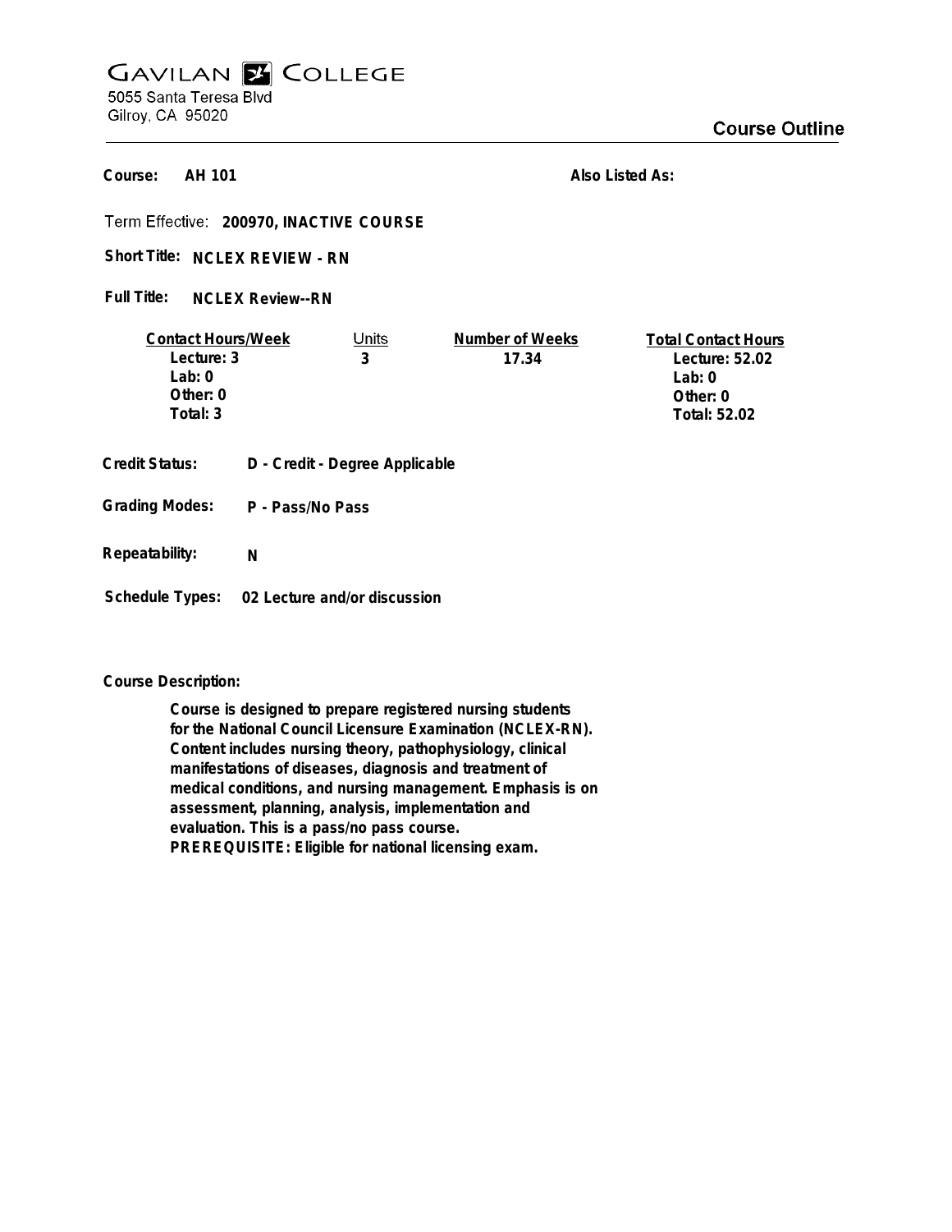# GAVILAN COLLEGE

5055 Santa Teresa Blvd
Gilroy, CA 95020

## Course Outline

**Course:** AH 101

**Also Listed As:**

**Term Effective:** 200970, INACTIVE COURSE

**Short Title:** NCLEX REVIEW - RN

**Full Title:** NCLEX Review--RN

| Contact Hours/Week | Units | Number of Weeks | Total Contact Hours |
|---|---|---|---|
| Lecture: 3 | 3 | 17.34 | Lecture: 52.02 |
| Lab: 0 | | | Lab: 0 |
| Other: 0 | | | Other: 0 |
| Total: 3 | | | Total: 52.02 |

**Credit Status:** D - Credit - Degree Applicable

**Grading Modes:** P - Pass/No Pass

**Repeatability:** N

**Schedule Types:** 02 Lecture and/or discussion

**Course Description:**

Course is designed to prepare registered nursing students for the National Council Licensure Examination (NCLEX-RN). Content includes nursing theory, pathophysiology, clinical manifestations of diseases, diagnosis and treatment of medical conditions, and nursing management. Emphasis is on assessment, planning, analysis, implementation and evaluation. This is a pass/no pass course.
PREREQUISITE: Eligible for national licensing exam.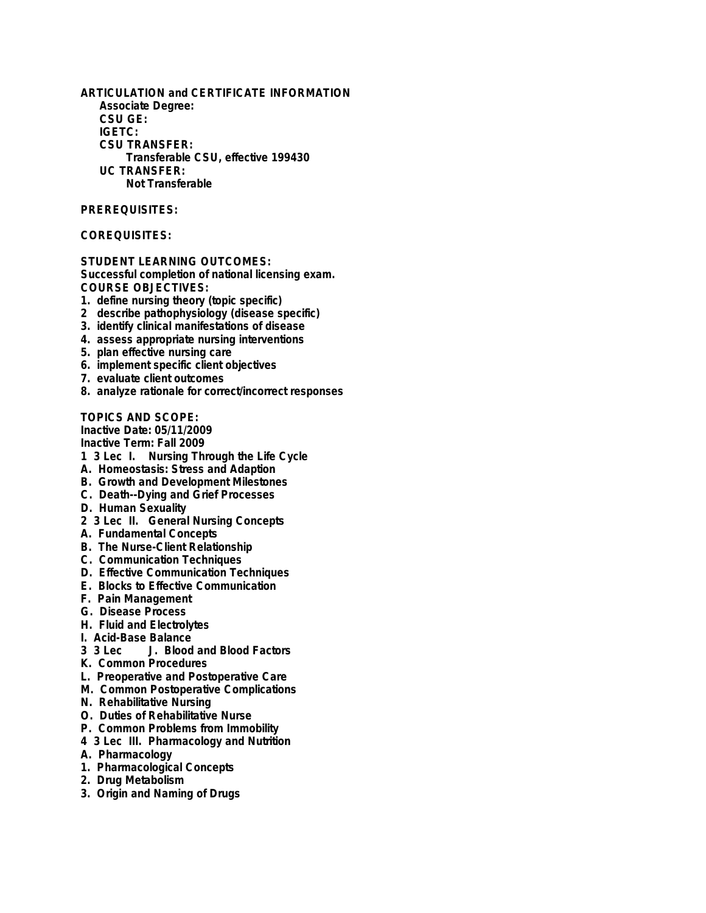**ARTICULATION and CERTIFICATE INFORMATION**

**Associate Degree:**

**CSU GE:**

**IGETC:**

**CSU TRANSFER:**

Transferable CSU, effective 199430

**UC TRANSFER:**

Not Transferable

**PREREQUISITES:**

**COREQUISITES:**

**STUDENT LEARNING OUTCOMES:**

Successful completion of national licensing exam.

**COURSE OBJECTIVES:**

1. define nursing theory (topic specific)
2 describe pathophysiology (disease specific)
3. identify clinical manifestations of disease
4. assess appropriate nursing interventions
5. plan effective nursing care
6. implement specific client objectives
7. evaluate client outcomes
8. analyze rationale for correct/incorrect responses

**TOPICS AND SCOPE:**

Inactive Date: 05/11/2009

Inactive Term: Fall 2009

1 3 Lec I. Nursing Through the Life Cycle

A. Homeostasis: Stress and Adaption

B. Growth and Development Milestones

C. Death--Dying and Grief Processes

D. Human Sexuality

2 3 Lec II. General Nursing Concepts

A. Fundamental Concepts

B. The Nurse-Client Relationship

C. Communication Techniques

D. Effective Communication Techniques

E. Blocks to Effective Communication

F. Pain Management

G. Disease Process

H. Fluid and Electrolytes

I. Acid-Base Balance

3 3 Lec J. Blood and Blood Factors

K. Common Procedures

L. Preoperative and Postoperative Care

M. Common Postoperative Complications

N. Rehabilitative Nursing

O. Duties of Rehabilitative Nurse

P. Common Problems from Immobility

4 3 Lec III. Pharmacology and Nutrition

A. Pharmacology

1. Pharmacological Concepts

2. Drug Metabolism

3. Origin and Naming of Drugs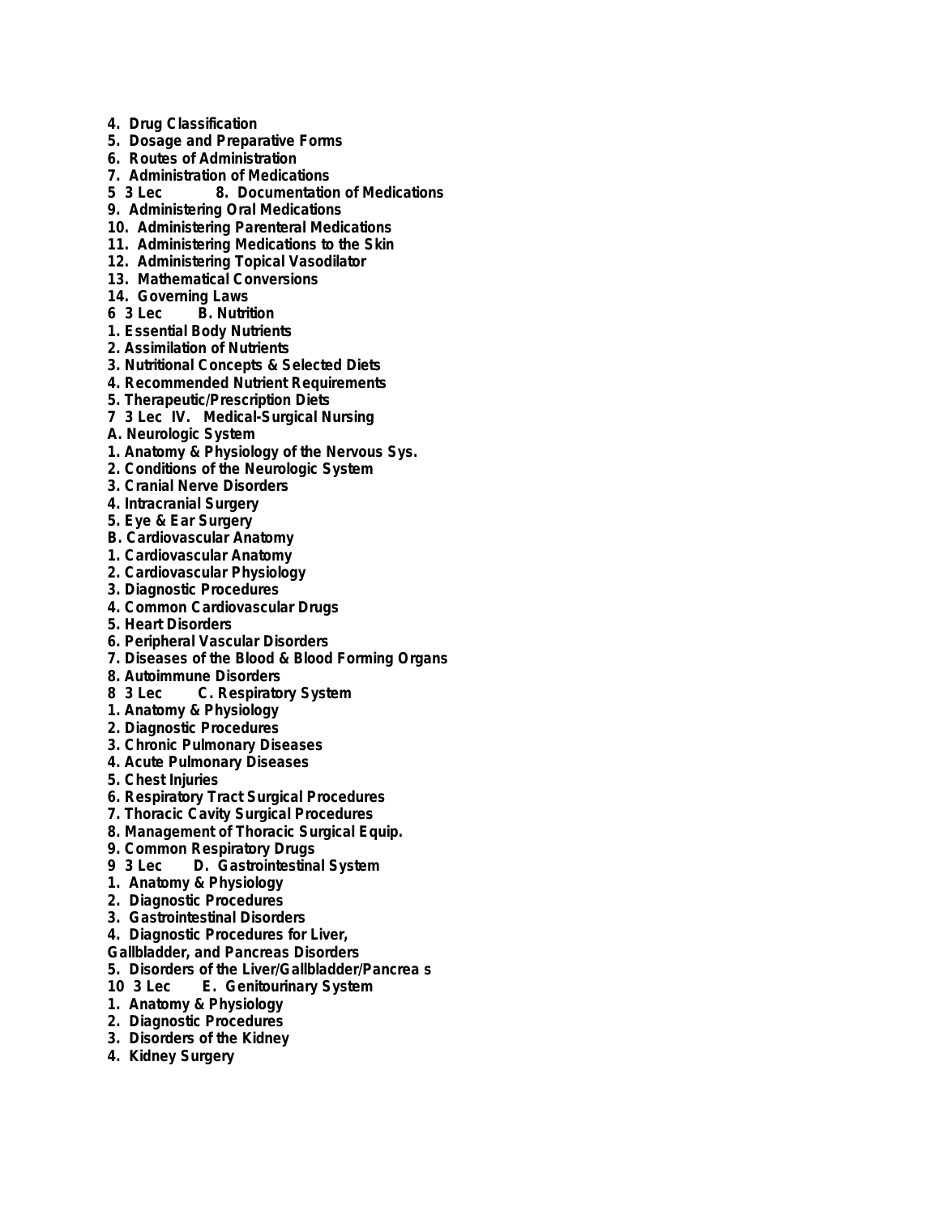4. Drug Classification
5. Dosage and Preparative Forms
6. Routes of Administration
7. Administration of Medications
5 3 Lec 8. Documentation of Medications
9. Administering Oral Medications
10. Administering Parenteral Medications
11. Administering Medications to the Skin
12. Administering Topical Vasodilator
13. Mathematical Conversions
14. Governing Laws
6 3 Lec B. Nutrition
1. Essential Body Nutrients
2. Assimilation of Nutrients
3. Nutritional Concepts & Selected Diets
4. Recommended Nutrient Requirements
5. Therapeutic/Prescription Diets
7 3 Lec IV. Medical-Surgical Nursing
A. Neurologic System
1. Anatomy & Physiology of the Nervous Sys.
2. Conditions of the Neurologic System
3. Cranial Nerve Disorders
4. Intracranial Surgery
5. Eye & Ear Surgery
B. Cardiovascular Anatomy
1. Cardiovascular Anatomy
2. Cardiovascular Physiology
3. Diagnostic Procedures
4. Common Cardiovascular Drugs
5. Heart Disorders
6. Peripheral Vascular Disorders
7. Diseases of the Blood & Blood Forming Organs
8. Autoimmune Disorders
8 3 Lec C. Respiratory System
1. Anatomy & Physiology
2. Diagnostic Procedures
3. Chronic Pulmonary Diseases
4. Acute Pulmonary Diseases
5. Chest Injuries
6. Respiratory Tract Surgical Procedures
7. Thoracic Cavity Surgical Procedures
8. Management of Thoracic Surgical Equip.
9. Common Respiratory Drugs
9 3 Lec D. Gastrointestinal System
1. Anatomy & Physiology
2. Diagnostic Procedures
3. Gastrointestinal Disorders
4. Diagnostic Procedures for Liver,
Gallbladder, and Pancreas Disorders
5. Disorders of the Liver/Gallbladder/Pancrea s
10 3 Lec E. Genitourinary System
1. Anatomy & Physiology
2. Diagnostic Procedures
3. Disorders of the Kidney
4. Kidney Surgery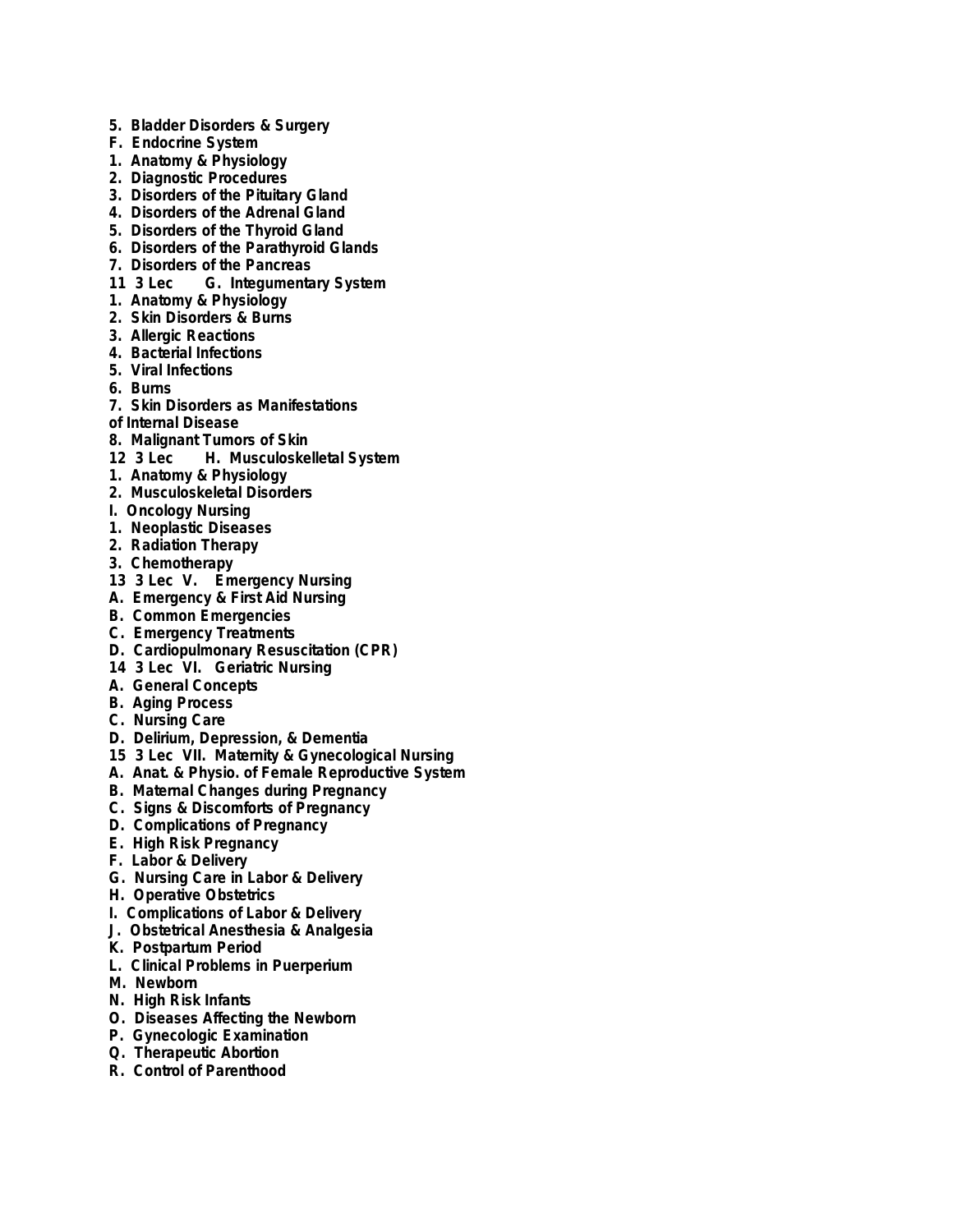**5. Bladder Disorders & Surgery**
**F. Endocrine System**
**1. Anatomy & Physiology**
**2. Diagnostic Procedures**
**3. Disorders of the Pituitary Gland**
**4. Disorders of the Adrenal Gland**
**5. Disorders of the Thyroid Gland**
**6. Disorders of the Parathyroid Glands**
**7. Disorders of the Pancreas**
**11 3 Lec G. Integumentary System**
**1. Anatomy & Physiology**
**2. Skin Disorders & Burns**
**3. Allergic Reactions**
**4. Bacterial Infections**
**5. Viral Infections**
**6. Burns**
**7. Skin Disorders as Manifestations of Internal Disease**
**8. Malignant Tumors of Skin**
**12 3 Lec H. Musculoskelletal System**
**1. Anatomy & Physiology**
**2. Musculoskeletal Disorders**
**I. Oncology Nursing**
**1. Neoplastic Diseases**
**2. Radiation Therapy**
**3. Chemotherapy**
**13 3 Lec V. Emergency Nursing**
**A. Emergency & First Aid Nursing**
**B. Common Emergencies**
**C. Emergency Treatments**
**D. Cardiopulmonary Resuscitation (CPR)**
**14 3 Lec VI. Geriatric Nursing**
**A. General Concepts**
**B. Aging Process**
**C. Nursing Care**
**D. Delirium, Depression, & Dementia**
**15 3 Lec VII. Maternity & Gynecological Nursing**
**A. Anat. & Physio. of Female Reproductive System**
**B. Maternal Changes during Pregnancy**
**C. Signs & Discomforts of Pregnancy**
**D. Complications of Pregnancy**
**E. High Risk Pregnancy**
**F. Labor & Delivery**
**G. Nursing Care in Labor & Delivery**
**H. Operative Obstetrics**
**I. Complications of Labor & Delivery**
**J. Obstetrical Anesthesia & Analgesia**
**K. Postpartum Period**
**L. Clinical Problems in Puerperium**
**M. Newborn**
**N. High Risk Infants**
**O. Diseases Affecting the Newborn**
**P. Gynecologic Examination**
**Q. Therapeutic Abortion**
**R. Control of Parenthood**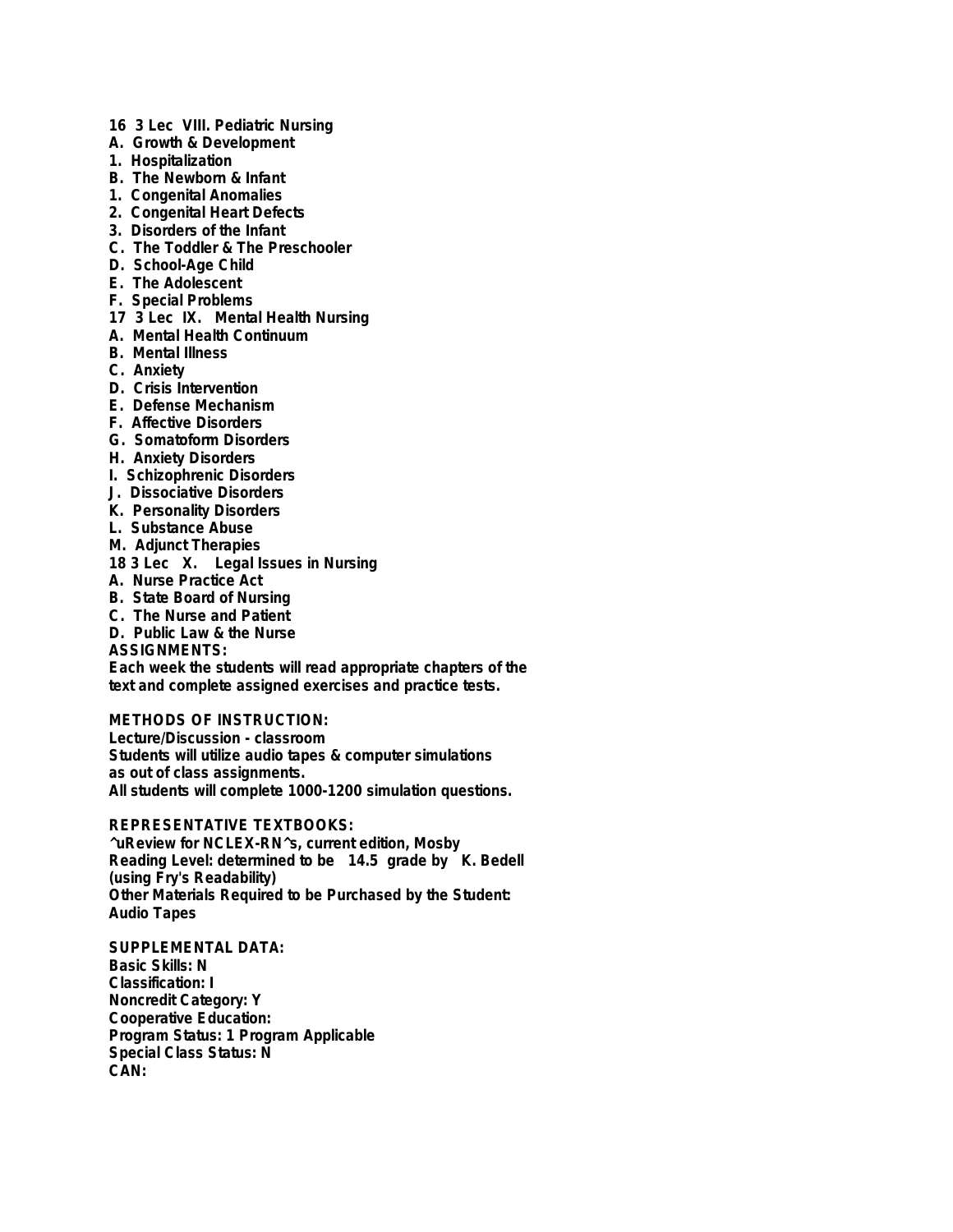16 3 Lec VIII. Pediatric Nursing
A. Growth & Development
1. Hospitalization
B. The Newborn & Infant
1. Congenital Anomalies
2. Congenital Heart Defects
3. Disorders of the Infant
C. The Toddler & The Preschooler
D. School-Age Child
E. The Adolescent
F. Special Problems
17 3 Lec IX. Mental Health Nursing
A. Mental Health Continuum
B. Mental Illness
C. Anxiety
D. Crisis Intervention
E. Defense Mechanism
F. Affective Disorders
G. Somatoform Disorders
H. Anxiety Disorders
I. Schizophrenic Disorders
J. Dissociative Disorders
K. Personality Disorders
L. Substance Abuse
M. Adjunct Therapies
18 3 Lec X. Legal Issues in Nursing
A. Nurse Practice Act
B. State Board of Nursing
C. The Nurse and Patient
D. Public Law & the Nurse

**ASSIGNMENTS:**
Each week the students will read appropriate chapters of the text and complete assigned exercises and practice tests.

**METHODS OF INSTRUCTION:**
Lecture/Discussion - classroom
Students will utilize audio tapes & computer simulations as out of class assignments.
All students will complete 1000-1200 simulation questions.

**REPRESENTATIVE TEXTBOOKS:**
^uReview for NCLEX-RN^s, current edition, Mosby
Reading Level: determined to be 14.5 grade by K. Bedell (using Fry's Readability)
Other Materials Required to be Purchased by the Student:
Audio Tapes

**SUPPLEMENTAL DATA:**
Basic Skills: N
Classification: I
Noncredit Category: Y
Cooperative Education:
Program Status: 1 Program Applicable
Special Class Status: N
CAN: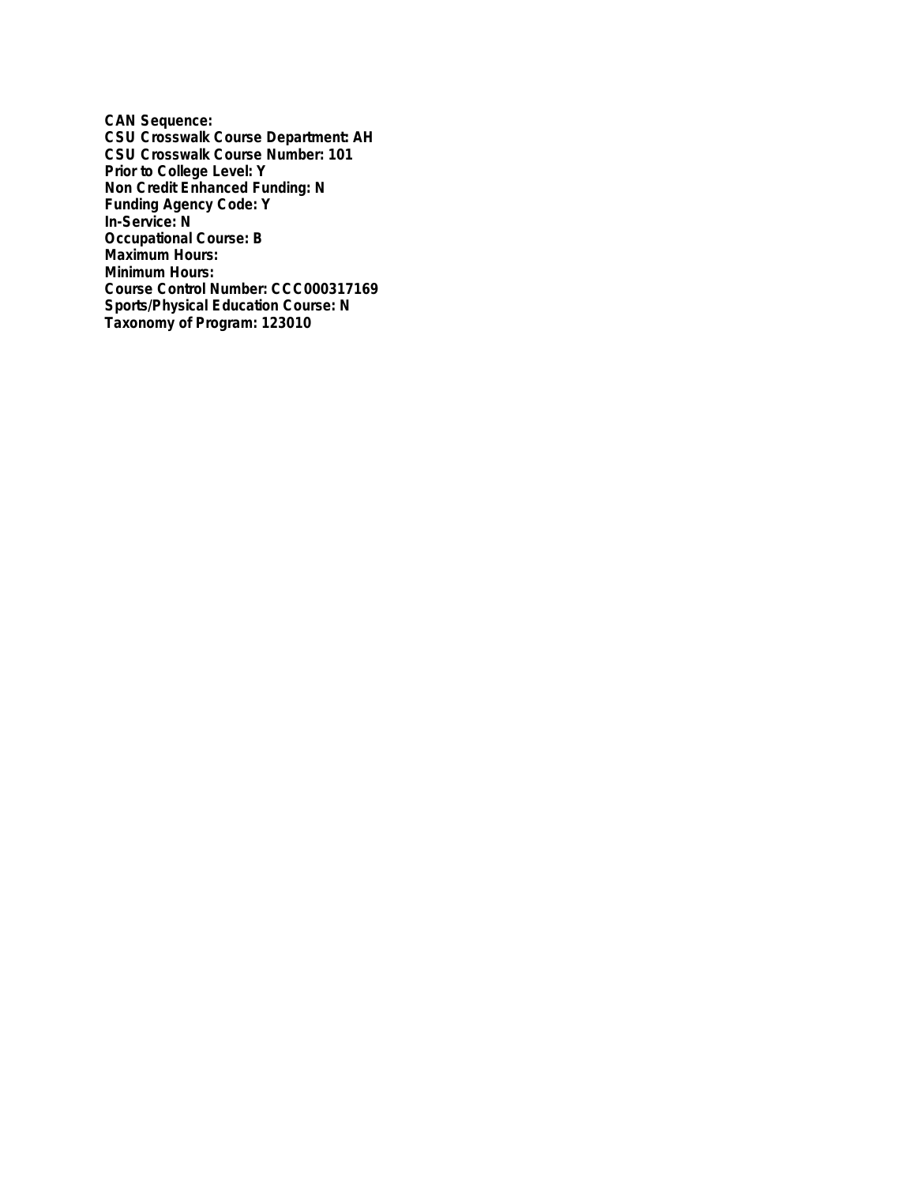**CAN Sequence:**
**CSU Crosswalk Course Department: AH**
**CSU Crosswalk Course Number: 101**
**Prior to College Level: Y**
**Non Credit Enhanced Funding: N**
**Funding Agency Code: Y**
**In-Service: N**
**Occupational Course: B**
**Maximum Hours:**
**Minimum Hours:**
**Course Control Number: CCC000317169**
**Sports/Physical Education Course: N**
**Taxonomy of Program: 123010**